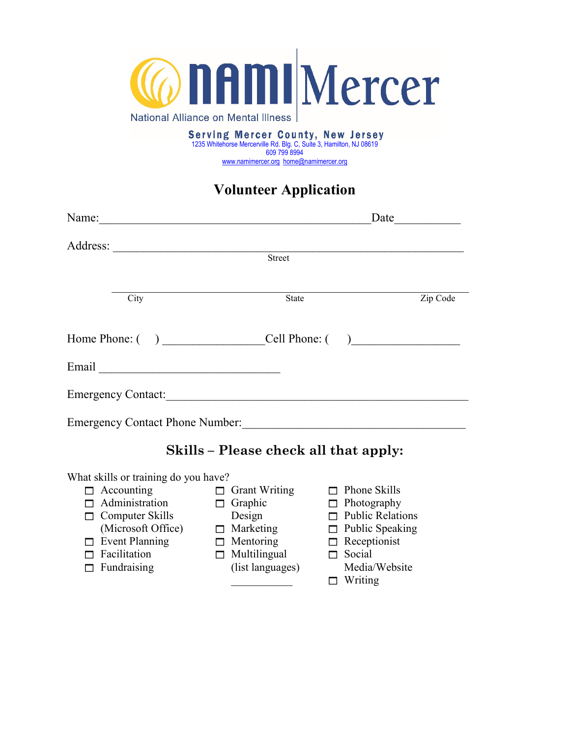**nami Mercer**

National Alliance on Mental Illness

**Serving Mercer County, New Jersey**

1235 Whitehorse Mercerville Rd. Blg. C, Suite 3, Hamilton, NJ 08619

609 799 8994

www.namimercer.org home@namimercer.org

## Volunteer Application

Name:_____________________________________________Date___________

Address: _________________________________________________________

Street

_________________________________________________________

City State Zip Code

Home Phone: ( ) _________________Cell Phone: ( )__________________

Email ______________________________

Emergency Contact:__________________________________________________

Emergency Contact Phone Number:_____________________________________

## Skills – Please check all that apply:

What skills or training do you have?

- ☐ Accounting
- ☐ Administration
- ☐ Computer Skills (Microsoft Office)
- ☐ Event Planning
- ☐ Facilitation
- ☐ Fundraising
- ☐ Grant Writing
- ☐ Graphic Design
- ☐ Marketing
- ☐ Mentoring
- ☐ Multilingual (list languages) ___________
- ☐ Phone Skills
- ☐ Photography
- ☐ Public Relations
- ☐ Public Speaking
- ☐ Receptionist
- ☐ Social Media/Website
- ☐ Writing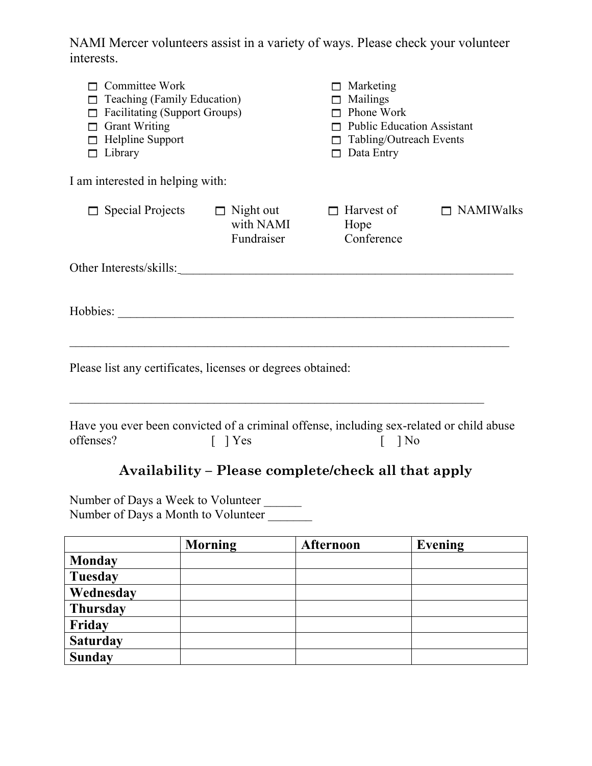NAMI Mercer volunteers assist in a variety of ways. Please check your volunteer interests.

- ☐ Committee Work
- ☐ Teaching (Family Education)
- ☐ Facilitating (Support Groups)
- ☐ Grant Writing
- ☐ Helpline Support
- ☐ Library
- ☐ Marketing
- ☐ Mailings
- ☐ Phone Work
- ☐ Public Education Assistant
- ☐ Tabling/Outreach Events
- ☐ Data Entry

I am interested in helping with:

- ☐ Special Projects
- ☐ Night out with NAMI Fundraiser
- ☐ Harvest of Hope Conference
- ☐ NAMIWalks

Other Interests/skills:\_\_\_\_\_\_\_\_\_\_\_\_\_\_\_\_\_\_\_\_\_\_\_\_\_\_\_\_\_\_\_\_\_\_\_\_\_\_\_\_\_\_\_\_\_\_\_\_\_\_\_\_\_\_

Hobbies: \_\_\_\_\_\_\_\_\_\_\_\_\_\_\_\_\_\_\_\_\_\_\_\_\_\_\_\_\_\_\_\_\_\_\_\_\_\_\_\_\_\_\_\_\_\_\_\_\_\_\_\_\_\_\_\_\_\_\_\_\_\_\_\_

\_\_\_\_\_\_\_\_\_\_\_\_\_\_\_\_\_\_\_\_\_\_\_\_\_\_\_\_\_\_\_\_\_\_\_\_\_\_\_\_\_\_\_\_\_\_\_\_\_\_\_\_\_\_\_\_\_\_\_\_\_\_\_\_\_\_\_\_\_\_\_\_\_\_

Please list any certificates, licenses or degrees obtained:

\_\_\_\_\_\_\_\_\_\_\_\_\_\_\_\_\_\_\_\_\_\_\_\_\_\_\_\_\_\_\_\_\_\_\_\_\_\_\_\_\_\_\_\_\_\_\_\_\_\_\_\_\_\_\_\_\_\_\_\_\_\_\_\_\_\_\_\_

Have you ever been convicted of a criminal offense, including sex-related or child abuse offenses? [ ] Yes [ ] No

## Availability – Please complete/check all that apply

Number of Days a Week to Volunteer \_\_\_\_\_\_
Number of Days a Month to Volunteer \_\_\_\_\_\_\_

| | Morning | Afternoon | Evening |
|---|---|---|---|
| **Monday** | | | |
| **Tuesday** | | | |
| **Wednesday** | | | |
| **Thursday** | | | |
| **Friday** | | | |
| **Saturday** | | | |
| **Sunday** | | | |